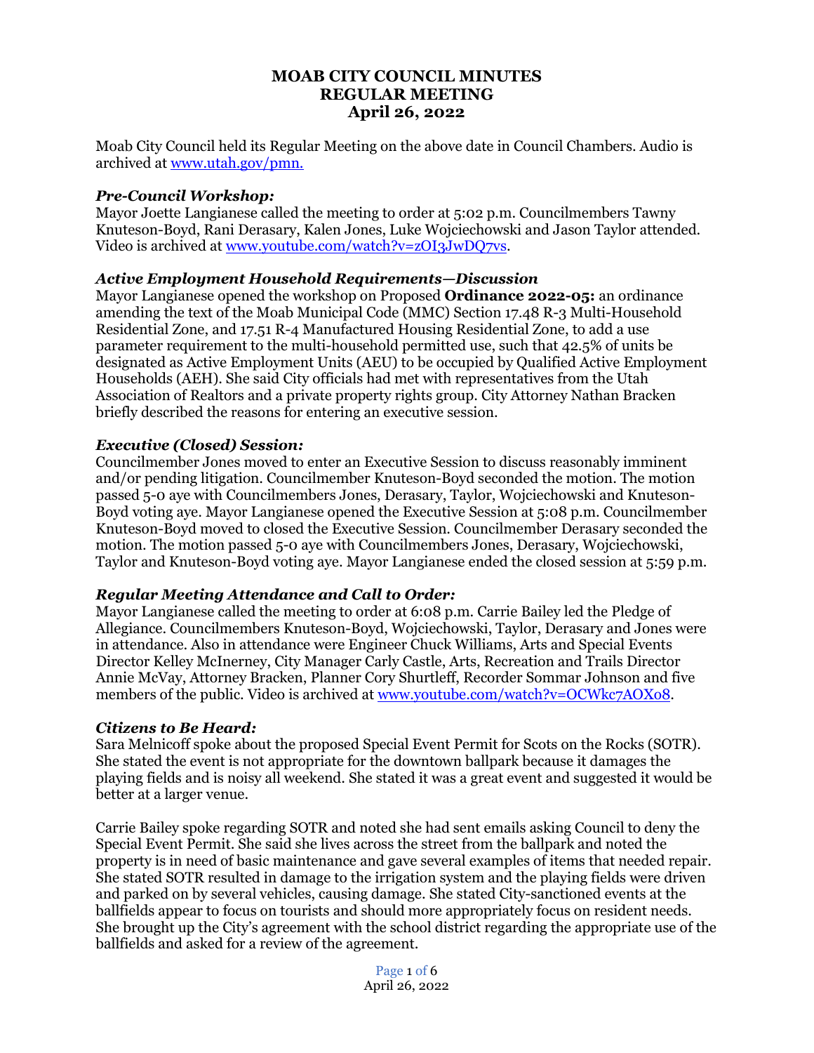# MOAB CITY COUNCIL MINUTES
## REGULAR MEETING
### April 26, 2022

Moab City Council held its Regular Meeting on the above date in Council Chambers. Audio is archived at www.utah.gov/pmn.

***Pre-Council Workshop:***
Mayor Joette Langianese called the meeting to order at 5:02 p.m. Councilmembers Tawny Knuteson-Boyd, Rani Derasary, Kalen Jones, Luke Wojciechowski and Jason Taylor attended. Video is archived at www.youtube.com/watch?v=zOI3JwDQ7vs.

***Active Employment Household Requirements—Discussion***
Mayor Langianese opened the workshop on Proposed **Ordinance 2022-05:** an ordinance amending the text of the Moab Municipal Code (MMC) Section 17.48 R-3 Multi-Household Residential Zone, and 17.51 R-4 Manufactured Housing Residential Zone, to add a use parameter requirement to the multi-household permitted use, such that 42.5% of units be designated as Active Employment Units (AEU) to be occupied by Qualified Active Employment Households (AEH). She said City officials had met with representatives from the Utah Association of Realtors and a private property rights group. City Attorney Nathan Bracken briefly described the reasons for entering an executive session.

***Executive (Closed) Session:***
Councilmember Jones moved to enter an Executive Session to discuss reasonably imminent and/or pending litigation. Councilmember Knuteson-Boyd seconded the motion. The motion passed 5-0 aye with Councilmembers Jones, Derasary, Taylor, Wojciechowski and Knuteson-Boyd voting aye. Mayor Langianese opened the Executive Session at 5:08 p.m. Councilmember Knuteson-Boyd moved to closed the Executive Session. Councilmember Derasary seconded the motion. The motion passed 5-0 aye with Councilmembers Jones, Derasary, Wojciechowski, Taylor and Knuteson-Boyd voting aye. Mayor Langianese ended the closed session at 5:59 p.m.

***Regular Meeting Attendance and Call to Order:***
Mayor Langianese called the meeting to order at 6:08 p.m. Carrie Bailey led the Pledge of Allegiance. Councilmembers Knuteson-Boyd, Wojciechowski, Taylor, Derasary and Jones were in attendance. Also in attendance were Engineer Chuck Williams, Arts and Special Events Director Kelley McInerney, City Manager Carly Castle, Arts, Recreation and Trails Director Annie McVay, Attorney Bracken, Planner Cory Shurtleff, Recorder Sommar Johnson and five members of the public. Video is archived at www.youtube.com/watch?v=OCWkc7AOX08.

***Citizens to Be Heard:***
Sara Melnicoff spoke about the proposed Special Event Permit for Scots on the Rocks (SOTR). She stated the event is not appropriate for the downtown ballpark because it damages the playing fields and is noisy all weekend. She stated it was a great event and suggested it would be better at a larger venue.

Carrie Bailey spoke regarding SOTR and noted she had sent emails asking Council to deny the Special Event Permit. She said she lives across the street from the ballpark and noted the property is in need of basic maintenance and gave several examples of items that needed repair. She stated SOTR resulted in damage to the irrigation system and the playing fields were driven and parked on by several vehicles, causing damage. She stated City-sanctioned events at the ballfields appear to focus on tourists and should more appropriately focus on resident needs. She brought up the City's agreement with the school district regarding the appropriate use of the ballfields and asked for a review of the agreement.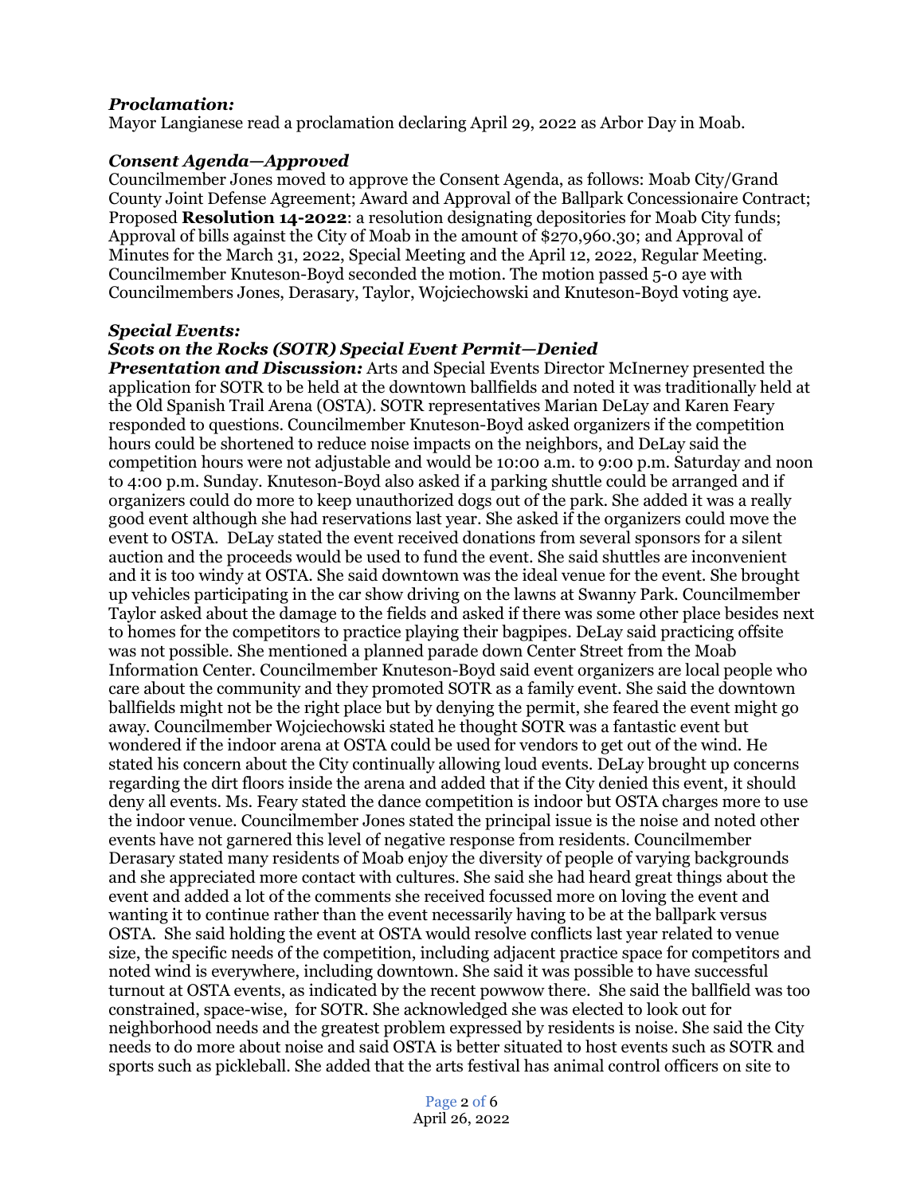***Proclamation:***
Mayor Langianese read a proclamation declaring April 29, 2022 as Arbor Day in Moab.

***Consent Agenda—Approved***
Councilmember Jones moved to approve the Consent Agenda, as follows: Moab City/Grand County Joint Defense Agreement; Award and Approval of the Ballpark Concessionaire Contract; Proposed **Resolution 14-2022**: a resolution designating depositories for Moab City funds; Approval of bills against the City of Moab in the amount of $270,960.30; and Approval of Minutes for the March 31, 2022, Special Meeting and the April 12, 2022, Regular Meeting. Councilmember Knuteson-Boyd seconded the motion. The motion passed 5-0 aye with Councilmembers Jones, Derasary, Taylor, Wojciechowski and Knuteson-Boyd voting aye.

***Special Events:***
***Scots on the Rocks (SOTR) Special Event Permit—Denied***
***Presentation and Discussion:*** Arts and Special Events Director McInerney presented the application for SOTR to be held at the downtown ballfields and noted it was traditionally held at the Old Spanish Trail Arena (OSTA). SOTR representatives Marian DeLay and Karen Feary responded to questions. Councilmember Knuteson-Boyd asked organizers if the competition hours could be shortened to reduce noise impacts on the neighbors, and DeLay said the competition hours were not adjustable and would be 10:00 a.m. to 9:00 p.m. Saturday and noon to 4:00 p.m. Sunday. Knuteson-Boyd also asked if a parking shuttle could be arranged and if organizers could do more to keep unauthorized dogs out of the park. She added it was a really good event although she had reservations last year. She asked if the organizers could move the event to OSTA. DeLay stated the event received donations from several sponsors for a silent auction and the proceeds would be used to fund the event. She said shuttles are inconvenient and it is too windy at OSTA. She said downtown was the ideal venue for the event. She brought up vehicles participating in the car show driving on the lawns at Swanny Park. Councilmember Taylor asked about the damage to the fields and asked if there was some other place besides next to homes for the competitors to practice playing their bagpipes. DeLay said practicing offsite was not possible. She mentioned a planned parade down Center Street from the Moab Information Center. Councilmember Knuteson-Boyd said event organizers are local people who care about the community and they promoted SOTR as a family event. She said the downtown ballfields might not be the right place but by denying the permit, she feared the event might go away. Councilmember Wojciechowski stated he thought SOTR was a fantastic event but wondered if the indoor arena at OSTA could be used for vendors to get out of the wind. He stated his concern about the City continually allowing loud events. DeLay brought up concerns regarding the dirt floors inside the arena and added that if the City denied this event, it should deny all events. Ms. Feary stated the dance competition is indoor but OSTA charges more to use the indoor venue. Councilmember Jones stated the principal issue is the noise and noted other events have not garnered this level of negative response from residents. Councilmember Derasary stated many residents of Moab enjoy the diversity of people of varying backgrounds and she appreciated more contact with cultures. She said she had heard great things about the event and added a lot of the comments she received focussed more on loving the event and wanting it to continue rather than the event necessarily having to be at the ballpark versus OSTA. She said holding the event at OSTA would resolve conflicts last year related to venue size, the specific needs of the competition, including adjacent practice space for competitors and noted wind is everywhere, including downtown. She said it was possible to have successful turnout at OSTA events, as indicated by the recent powwow there. She said the ballfield was too constrained, space-wise, for SOTR. She acknowledged she was elected to look out for neighborhood needs and the greatest problem expressed by residents is noise. She said the City needs to do more about noise and said OSTA is better situated to host events such as SOTR and sports such as pickleball. She added that the arts festival has animal control officers on site to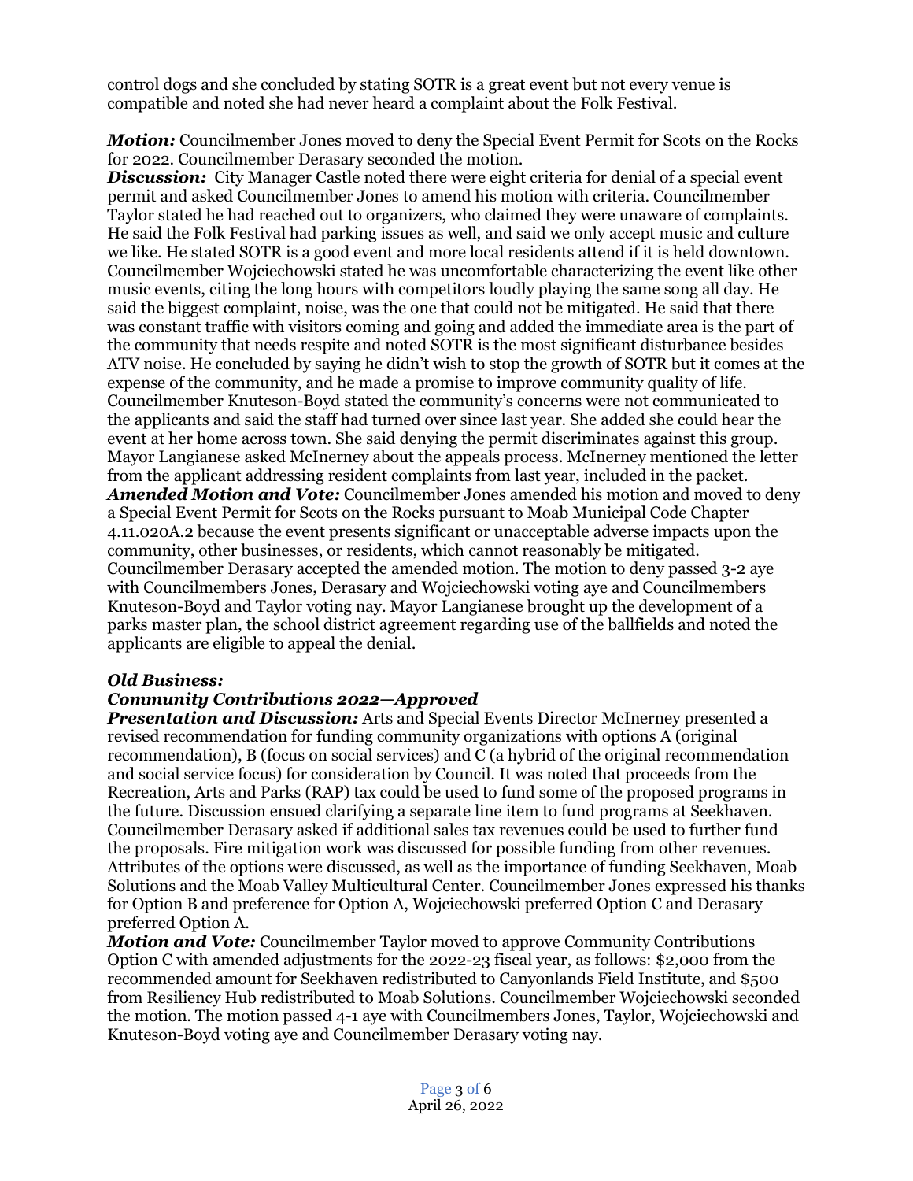control dogs and she concluded by stating SOTR is a great event but not every venue is compatible and noted she had never heard a complaint about the Folk Festival.

***Motion:*** Councilmember Jones moved to deny the Special Event Permit for Scots on the Rocks for 2022. Councilmember Derasary seconded the motion.
***Discussion:*** City Manager Castle noted there were eight criteria for denial of a special event permit and asked Councilmember Jones to amend his motion with criteria. Councilmember Taylor stated he had reached out to organizers, who claimed they were unaware of complaints. He said the Folk Festival had parking issues as well, and said we only accept music and culture we like. He stated SOTR is a good event and more local residents attend if it is held downtown. Councilmember Wojciechowski stated he was uncomfortable characterizing the event like other music events, citing the long hours with competitors loudly playing the same song all day. He said the biggest complaint, noise, was the one that could not be mitigated. He said that there was constant traffic with visitors coming and going and added the immediate area is the part of the community that needs respite and noted SOTR is the most significant disturbance besides ATV noise. He concluded by saying he didn't wish to stop the growth of SOTR but it comes at the expense of the community, and he made a promise to improve community quality of life. Councilmember Knuteson-Boyd stated the community's concerns were not communicated to the applicants and said the staff had turned over since last year. She added she could hear the event at her home across town. She said denying the permit discriminates against this group. Mayor Langianese asked McInerney about the appeals process. McInerney mentioned the letter from the applicant addressing resident complaints from last year, included in the packet.
***Amended Motion and Vote:*** Councilmember Jones amended his motion and moved to deny a Special Event Permit for Scots on the Rocks pursuant to Moab Municipal Code Chapter 4.11.020A.2 because the event presents significant or unacceptable adverse impacts upon the community, other businesses, or residents, which cannot reasonably be mitigated. Councilmember Derasary accepted the amended motion. The motion to deny passed 3-2 aye with Councilmembers Jones, Derasary and Wojciechowski voting aye and Councilmembers Knuteson-Boyd and Taylor voting nay. Mayor Langianese brought up the development of a parks master plan, the school district agreement regarding use of the ballfields and noted the applicants are eligible to appeal the denial.

***Old Business:***

***Community Contributions 2022—Approved***

***Presentation and Discussion:*** Arts and Special Events Director McInerney presented a revised recommendation for funding community organizations with options A (original recommendation), B (focus on social services) and C (a hybrid of the original recommendation and social service focus) for consideration by Council. It was noted that proceeds from the Recreation, Arts and Parks (RAP) tax could be used to fund some of the proposed programs in the future. Discussion ensued clarifying a separate line item to fund programs at Seekhaven. Councilmember Derasary asked if additional sales tax revenues could be used to further fund the proposals. Fire mitigation work was discussed for possible funding from other revenues. Attributes of the options were discussed, as well as the importance of funding Seekhaven, Moab Solutions and the Moab Valley Multicultural Center. Councilmember Jones expressed his thanks for Option B and preference for Option A, Wojciechowski preferred Option C and Derasary preferred Option A.
***Motion and Vote:*** Councilmember Taylor moved to approve Community Contributions Option C with amended adjustments for the 2022-23 fiscal year, as follows: $2,000 from the recommended amount for Seekhaven redistributed to Canyonlands Field Institute, and $500 from Resiliency Hub redistributed to Moab Solutions. Councilmember Wojciechowski seconded the motion. The motion passed 4-1 aye with Councilmembers Jones, Taylor, Wojciechowski and Knuteson-Boyd voting aye and Councilmember Derasary voting nay.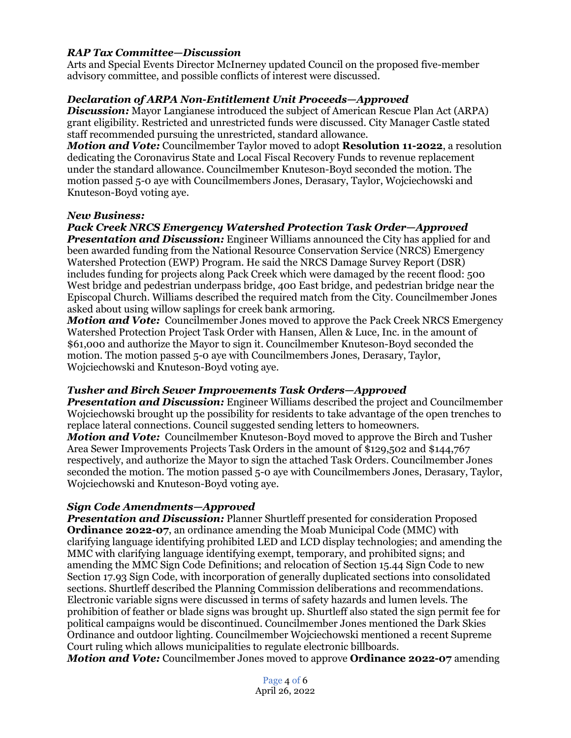### *RAP Tax Committee—Discussion*

Arts and Special Events Director McInerney updated Council on the proposed five-member advisory committee, and possible conflicts of interest were discussed.

### *Declaration of ARPA Non-Entitlement Unit Proceeds—Approved*

***Discussion:*** Mayor Langianese introduced the subject of American Rescue Plan Act (ARPA) grant eligibility. Restricted and unrestricted funds were discussed. City Manager Castle stated staff recommended pursuing the unrestricted, standard allowance.

***Motion and Vote:*** Councilmember Taylor moved to adopt **Resolution 11-2022**, a resolution dedicating the Coronavirus State and Local Fiscal Recovery Funds to revenue replacement under the standard allowance. Councilmember Knuteson-Boyd seconded the motion. The motion passed 5-0 aye with Councilmembers Jones, Derasary, Taylor, Wojciechowski and Knuteson-Boyd voting aye.

### *New Business:*

### *Pack Creek NRCS Emergency Watershed Protection Task Order—Approved*

***Presentation and Discussion:*** Engineer Williams announced the City has applied for and been awarded funding from the National Resource Conservation Service (NRCS) Emergency Watershed Protection (EWP) Program. He said the NRCS Damage Survey Report (DSR) includes funding for projects along Pack Creek which were damaged by the recent flood: 500 West bridge and pedestrian underpass bridge, 400 East bridge, and pedestrian bridge near the Episcopal Church. Williams described the required match from the City. Councilmember Jones asked about using willow saplings for creek bank armoring.

***Motion and Vote:*** Councilmember Jones moved to approve the Pack Creek NRCS Emergency Watershed Protection Project Task Order with Hansen, Allen & Luce, Inc. in the amount of $61,000 and authorize the Mayor to sign it. Councilmember Knuteson-Boyd seconded the motion. The motion passed 5-0 aye with Councilmembers Jones, Derasary, Taylor, Wojciechowski and Knuteson-Boyd voting aye.

### *Tusher and Birch Sewer Improvements Task Orders—Approved*

***Presentation and Discussion:*** Engineer Williams described the project and Councilmember Wojciechowski brought up the possibility for residents to take advantage of the open trenches to replace lateral connections. Council suggested sending letters to homeowners.

***Motion and Vote:*** Councilmember Knuteson-Boyd moved to approve the Birch and Tusher Area Sewer Improvements Projects Task Orders in the amount of $129,502 and $144,767 respectively, and authorize the Mayor to sign the attached Task Orders. Councilmember Jones seconded the motion. The motion passed 5-0 aye with Councilmembers Jones, Derasary, Taylor, Wojciechowski and Knuteson-Boyd voting aye.

### *Sign Code Amendments—Approved*

***Presentation and Discussion:*** Planner Shurtleff presented for consideration Proposed **Ordinance 2022-07**, an ordinance amending the Moab Municipal Code (MMC) with clarifying language identifying prohibited LED and LCD display technologies; and amending the MMC with clarifying language identifying exempt, temporary, and prohibited signs; and amending the MMC Sign Code Definitions; and relocation of Section 15.44 Sign Code to new Section 17.93 Sign Code, with incorporation of generally duplicated sections into consolidated sections. Shurtleff described the Planning Commission deliberations and recommendations. Electronic variable signs were discussed in terms of safety hazards and lumen levels. The prohibition of feather or blade signs was brought up. Shurtleff also stated the sign permit fee for political campaigns would be discontinued. Councilmember Jones mentioned the Dark Skies Ordinance and outdoor lighting. Councilmember Wojciechowski mentioned a recent Supreme Court ruling which allows municipalities to regulate electronic billboards.

***Motion and Vote:*** Councilmember Jones moved to approve **Ordinance 2022-07** amending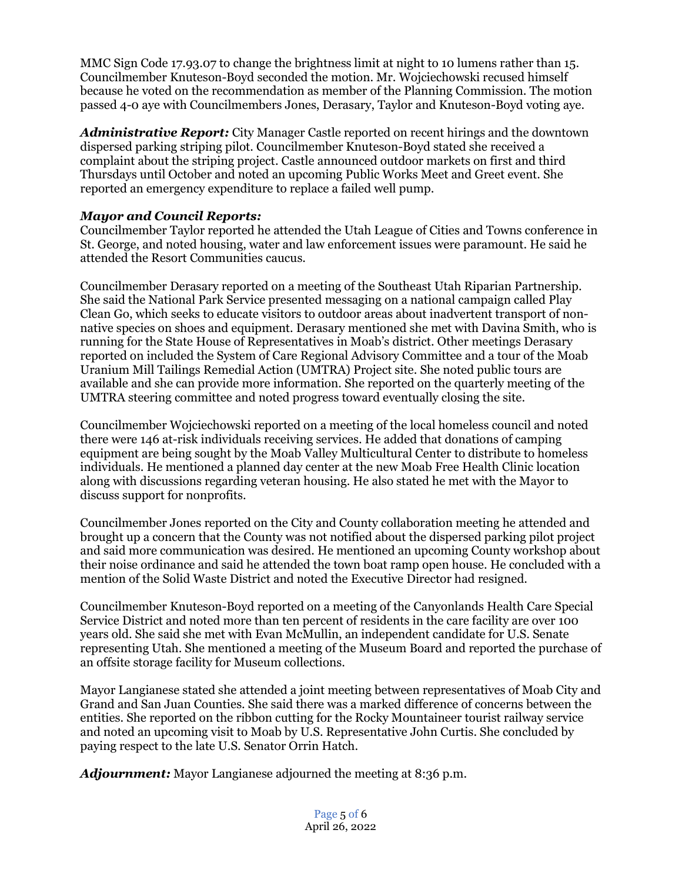MMC Sign Code 17.93.07 to change the brightness limit at night to 10 lumens rather than 15. Councilmember Knuteson-Boyd seconded the motion. Mr. Wojciechowski recused himself because he voted on the recommendation as member of the Planning Commission. The motion passed 4-0 aye with Councilmembers Jones, Derasary, Taylor and Knuteson-Boyd voting aye.

***Administrative Report:*** City Manager Castle reported on recent hirings and the downtown dispersed parking striping pilot. Councilmember Knuteson-Boyd stated she received a complaint about the striping project. Castle announced outdoor markets on first and third Thursdays until October and noted an upcoming Public Works Meet and Greet event. She reported an emergency expenditure to replace a failed well pump.

***Mayor and Council Reports:***

Councilmember Taylor reported he attended the Utah League of Cities and Towns conference in St. George, and noted housing, water and law enforcement issues were paramount. He said he attended the Resort Communities caucus.

Councilmember Derasary reported on a meeting of the Southeast Utah Riparian Partnership. She said the National Park Service presented messaging on a national campaign called Play Clean Go, which seeks to educate visitors to outdoor areas about inadvertent transport of non-native species on shoes and equipment. Derasary mentioned she met with Davina Smith, who is running for the State House of Representatives in Moab's district. Other meetings Derasary reported on included the System of Care Regional Advisory Committee and a tour of the Moab Uranium Mill Tailings Remedial Action (UMTRA) Project site. She noted public tours are available and she can provide more information. She reported on the quarterly meeting of the UMTRA steering committee and noted progress toward eventually closing the site.

Councilmember Wojciechowski reported on a meeting of the local homeless council and noted there were 146 at-risk individuals receiving services. He added that donations of camping equipment are being sought by the Moab Valley Multicultural Center to distribute to homeless individuals. He mentioned a planned day center at the new Moab Free Health Clinic location along with discussions regarding veteran housing. He also stated he met with the Mayor to discuss support for nonprofits.

Councilmember Jones reported on the City and County collaboration meeting he attended and brought up a concern that the County was not notified about the dispersed parking pilot project and said more communication was desired. He mentioned an upcoming County workshop about their noise ordinance and said he attended the town boat ramp open house. He concluded with a mention of the Solid Waste District and noted the Executive Director had resigned.

Councilmember Knuteson-Boyd reported on a meeting of the Canyonlands Health Care Special Service District and noted more than ten percent of residents in the care facility are over 100 years old. She said she met with Evan McMullin, an independent candidate for U.S. Senate representing Utah. She mentioned a meeting of the Museum Board and reported the purchase of an offsite storage facility for Museum collections.

Mayor Langianese stated she attended a joint meeting between representatives of Moab City and Grand and San Juan Counties. She said there was a marked difference of concerns between the entities. She reported on the ribbon cutting for the Rocky Mountaineer tourist railway service and noted an upcoming visit to Moab by U.S. Representative John Curtis. She concluded by paying respect to the late U.S. Senator Orrin Hatch.

***Adjournment:*** Mayor Langianese adjourned the meeting at 8:36 p.m.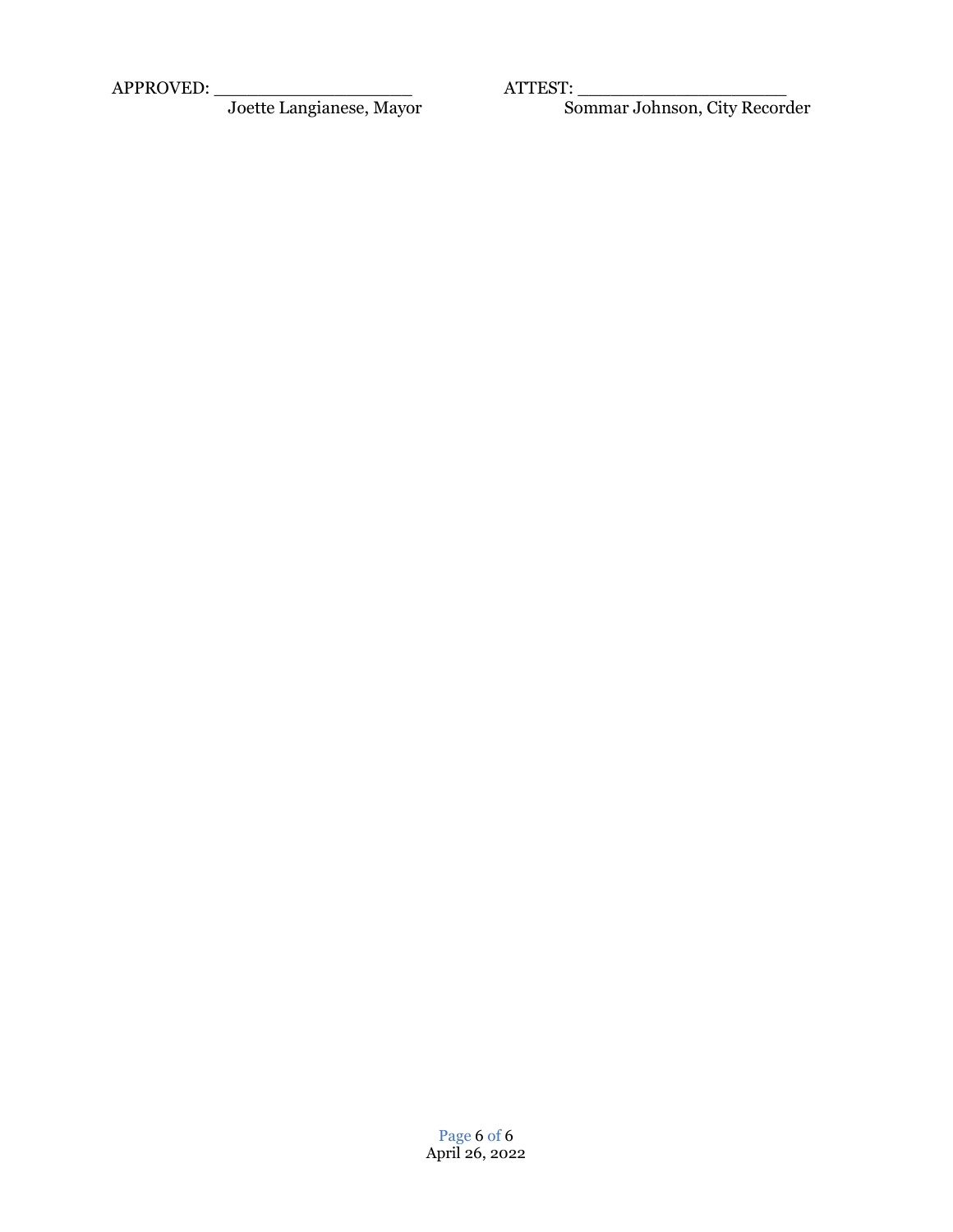APPROVED: ____________________
Joette Langianese, Mayor

ATTEST: ____________________
Sommar Johnson, City Recorder